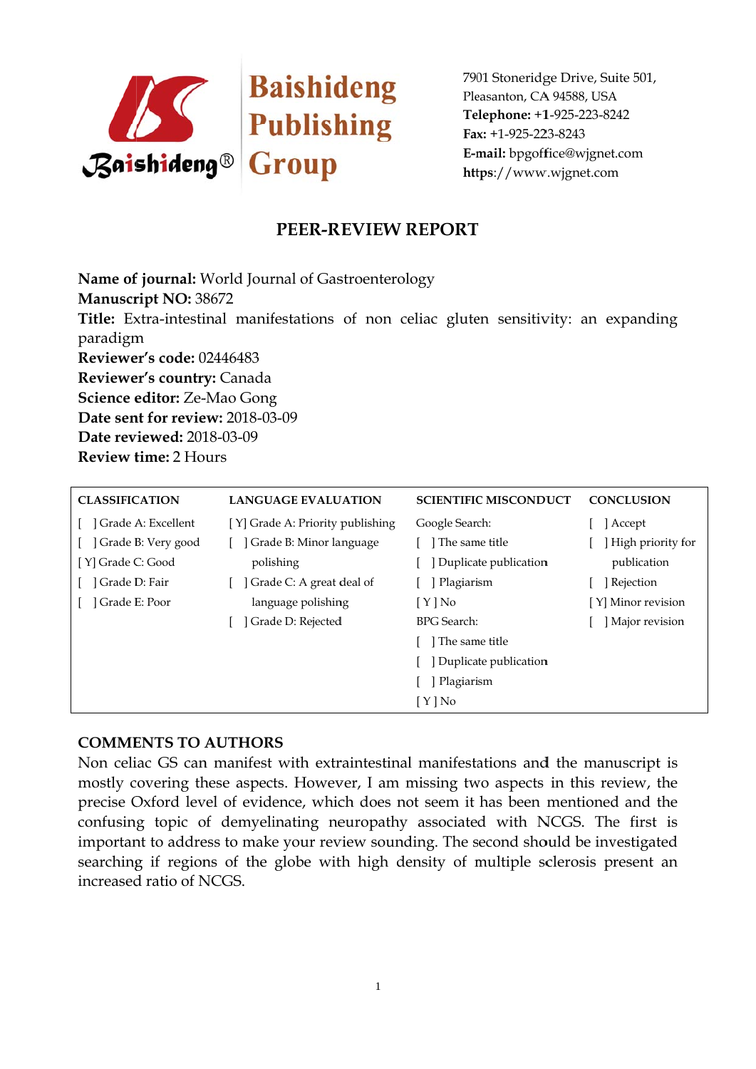Baishideng Publishing Group

7901 Stoneridge Drive, Suite 501,
Pleasanton, CA 94588, USA
**Telephone:** +1-925-223-8242
**Fax:** +1-925-223-8243
**E-mail:** bpgoffice@wjgnet.com
**https**://www.wjgnet.com

# PEER-REVIEW REPORT

**Name of journal:** World Journal of Gastroenterology
**Manuscript NO:** 38672
**Title:** Extra-intestinal manifestations of non celiac gluten sensitivity: an expanding paradigm
**Reviewer's code:** 02446483
**Reviewer's country:** Canada
**Science editor:** Ze-Mao Gong
**Date sent for review:** 2018-03-09
**Date reviewed:** 2018-03-09
**Review time:** 2 Hours

| CLASSIFICATION | LANGUAGE EVALUATION | SCIENTIFIC MISCONDUCT | CONCLUSION |
|---|---|---|---|
| [ ] Grade A: Excellent | [ Y] Grade A: Priority publishing | Google Search: | [ ] Accept |
| [ ] Grade B: Very good | [ ] Grade B: Minor language polishing | [ ] The same title | [ ] High priority for publication |
| [ Y] Grade C: Good | [ ] Grade C: A great deal of language polishing | [ ] Duplicate publication | [ ] Rejection |
| [ ] Grade D: Fair | [ ] Grade D: Rejected | [ ] Plagiarism | [ Y] Minor revision |
| [ ] Grade E: Poor | | [ Y ] No | [ ] Major revision |
| | | BPG Search: | |
| | | [ ] The same title | |
| | | [ ] Duplicate publication | |
| | | [ ] Plagiarism | |
| | | [ Y ] No | |

## COMMENTS TO AUTHORS

Non celiac GS can manifest with extraintestinal manifestations and the manuscript is mostly covering these aspects. However, I am missing two aspects in this review, the precise Oxford level of evidence, which does not seem it has been mentioned and the confusing topic of demyelinating neuropathy associated with NCGS. The first is important to address to make your review sounding. The second should be investigated searching if regions of the globe with high density of multiple sclerosis present an increased ratio of NCGS.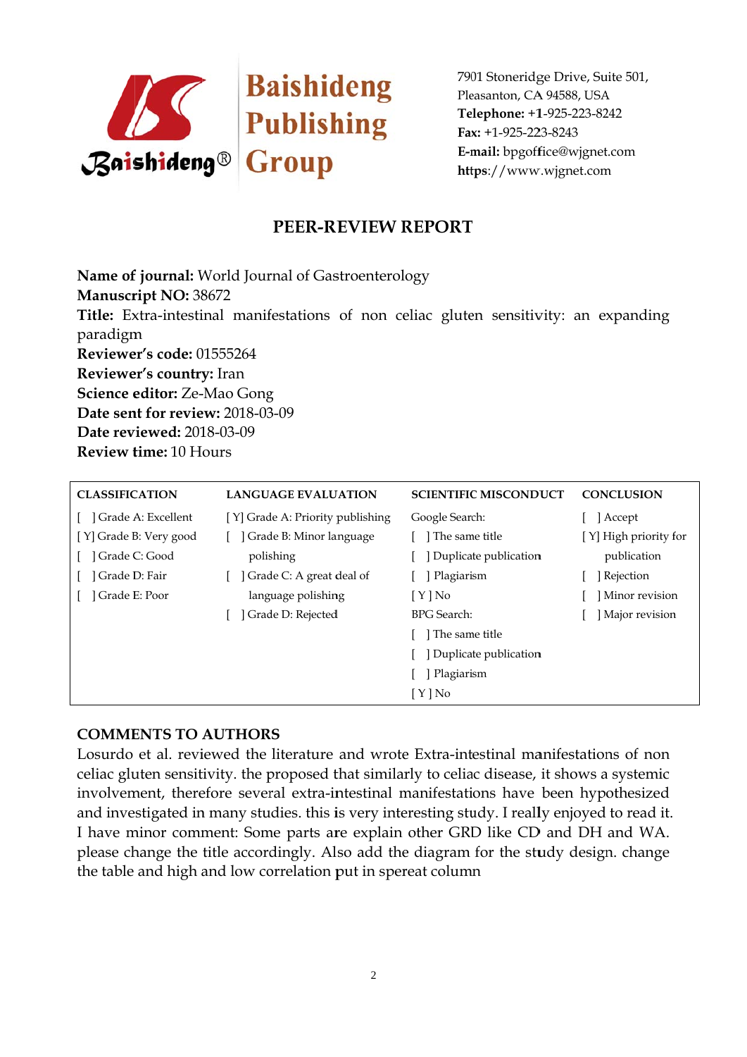Baishideng Publishing Group

7901 Stoneridge Drive, Suite 501,
Pleasanton, CA 94588, USA
**Telephone:** +1-925-223-8242
**Fax:** +1-925-223-8243
**E-mail:** bpgoffice@wjgnet.com
https://www.wjgnet.com

# PEER-REVIEW REPORT

**Name of journal:** World Journal of Gastroenterology
**Manuscript NO:** 38672
**Title:** Extra-intestinal manifestations of non celiac gluten sensitivity: an expanding paradigm
**Reviewer's code:** 01555264
**Reviewer's country:** Iran
**Science editor:** Ze-Mao Gong
**Date sent for review:** 2018-03-09
**Date reviewed:** 2018-03-09
**Review time:** 10 Hours

| CLASSIFICATION | LANGUAGE EVALUATION | SCIENTIFIC MISCONDUCT | CONCLUSION |
|---|---|---|---|
| [ ] Grade A: Excellent | [Y] Grade A: Priority publishing | Google Search: | [ ] Accept |
| [Y] Grade B: Very good | [ ] Grade B: Minor language polishing | [ ] The same title | [Y] High priority for publication |
| [ ] Grade C: Good | [ ] Grade C: A great deal of language polishing | [ ] Duplicate publication | [ ] Rejection |
| [ ] Grade D: Fair | [ ] Grade D: Rejected | [ ] Plagiarism | [ ] Minor revision |
| [ ] Grade E: Poor | | [Y] No | [ ] Major revision |
| | | BPG Search: | |
| | | [ ] The same title | |
| | | [ ] Duplicate publication | |
| | | [ ] Plagiarism | |
| | | [Y] No | |

## COMMENTS TO AUTHORS

Losurdo et al. reviewed the literature and wrote Extra-intestinal manifestations of non celiac gluten sensitivity. the proposed that similarly to celiac disease, it shows a systemic involvement, therefore several extra-intestinal manifestations have been hypothesized and investigated in many studies. this is very interesting study. I really enjoyed to read it. I have minor comment: Some parts are explain other GRD like CD and DH and WA. please change the title accordingly. Also add the diagram for the study design. change the table and high and low correlation put in spereat column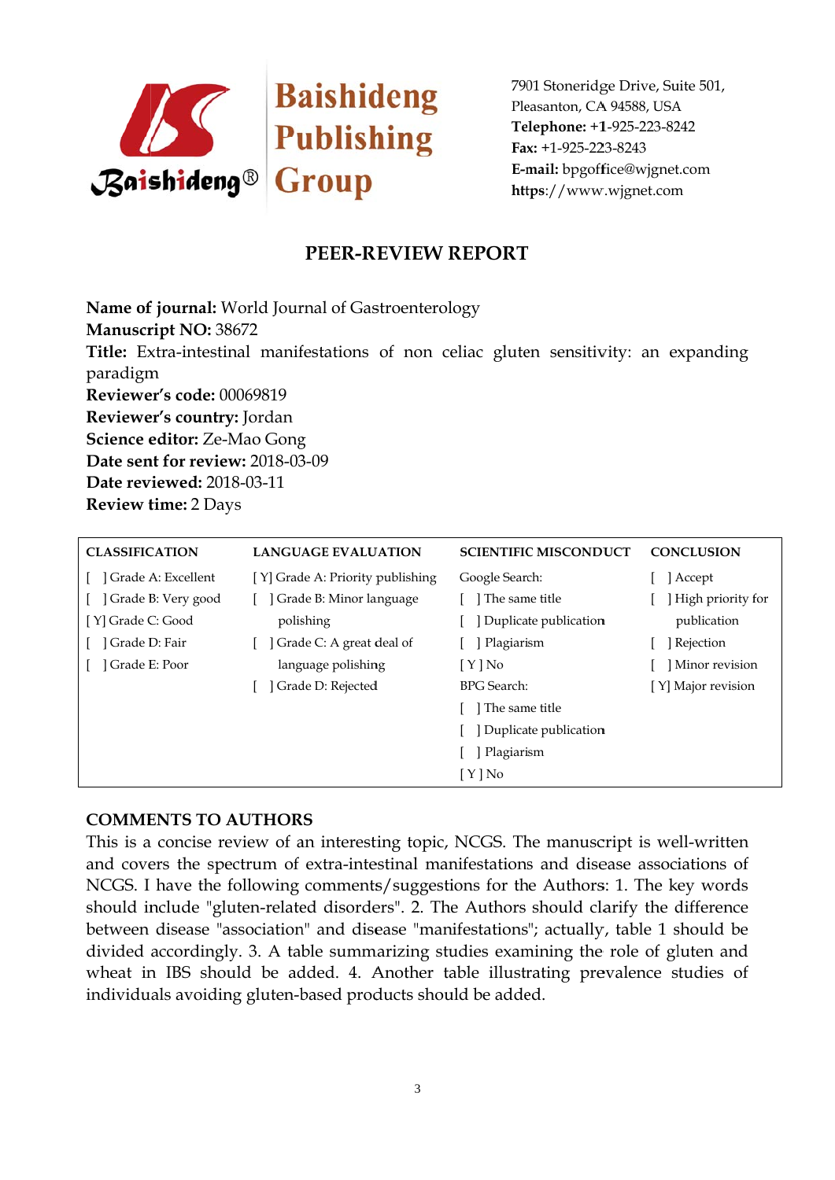Baishideng Publishing Group

7901 Stoneridge Drive, Suite 501,
Pleasanton, CA 94588, USA
**Telephone:** +1-925-223-8242
**Fax:** +1-925-223-8243
**E-mail:** bpgoffice@wjgnet.com
**https**://www.wjgnet.com

# PEER-REVIEW REPORT

**Name of journal:** World Journal of Gastroenterology
**Manuscript NO:** 38672
**Title:** Extra-intestinal manifestations of non celiac gluten sensitivity: an expanding paradigm
**Reviewer's code:** 00069819
**Reviewer's country:** Jordan
**Science editor:** Ze-Mao Gong
**Date sent for review:** 2018-03-09
**Date reviewed:** 2018-03-11
**Review time:** 2 Days

| CLASSIFICATION | LANGUAGE EVALUATION | SCIENTIFIC MISCONDUCT | CONCLUSION |
|---|---|---|---|
| [ ] Grade A: Excellent | [Y] Grade A: Priority publishing | Google Search: | [ ] Accept |
| [ ] Grade B: Very good | [ ] Grade B: Minor language polishing | [ ] The same title | [ ] High priority for publication |
| [Y] Grade C: Good | [ ] Grade C: A great deal of language polishing | [ ] Duplicate publication | [ ] Rejection |
| [ ] Grade D: Fair | [ ] Grade D: Rejected | [ ] Plagiarism | [ ] Minor revision |
| [ ] Grade E: Poor | | [Y] No | [Y] Major revision |
| | | BPG Search: | |
| | | [ ] The same title | |
| | | [ ] Duplicate publication | |
| | | [ ] Plagiarism | |
| | | [Y] No | |

## COMMENTS TO AUTHORS

This is a concise review of an interesting topic, NCGS. The manuscript is well-written and covers the spectrum of extra-intestinal manifestations and disease associations of NCGS. I have the following comments/suggestions for the Authors: 1. The key words should include "gluten-related disorders". 2. The Authors should clarify the difference between disease "association" and disease "manifestations"; actually, table 1 should be divided accordingly. 3. A table summarizing studies examining the role of gluten and wheat in IBS should be added. 4. Another table illustrating prevalence studies of individuals avoiding gluten-based products should be added.